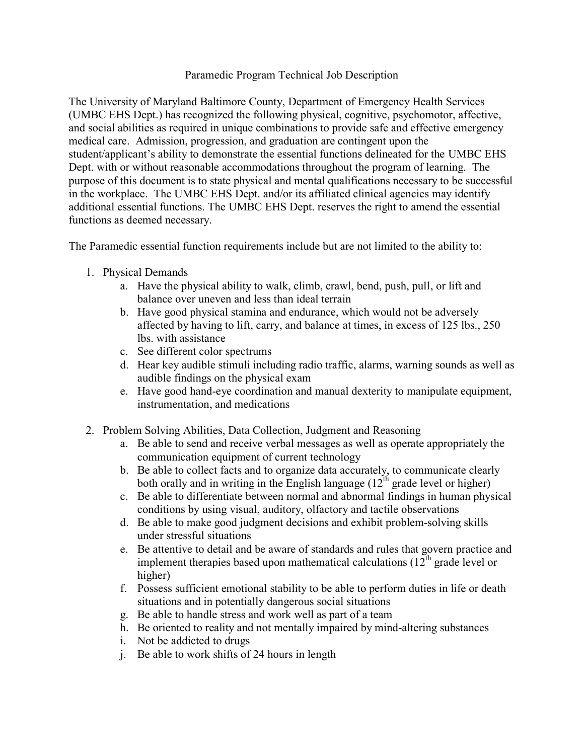# Paramedic Program Technical Job Description

The University of Maryland Baltimore County, Department of Emergency Health Services (UMBC EHS Dept.) has recognized the following physical, cognitive, psychomotor, affective, and social abilities as required in unique combinations to provide safe and effective emergency medical care. Admission, progression, and graduation are contingent upon the student/applicant's ability to demonstrate the essential functions delineated for the UMBC EHS Dept. with or without reasonable accommodations throughout the program of learning. The purpose of this document is to state physical and mental qualifications necessary to be successful in the workplace. The UMBC EHS Dept. and/or its affiliated clinical agencies may identify additional essential functions. The UMBC EHS Dept. reserves the right to amend the essential functions as deemed necessary.

The Paramedic essential function requirements include but are not limited to the ability to:

1. Physical Demands
   a. Have the physical ability to walk, climb, crawl, bend, push, pull, or lift and balance over uneven and less than ideal terrain
   b. Have good physical stamina and endurance, which would not be adversely affected by having to lift, carry, and balance at times, in excess of 125 lbs., 250 lbs. with assistance
   c. See different color spectrums
   d. Hear key audible stimuli including radio traffic, alarms, warning sounds as well as audible findings on the physical exam
   e. Have good hand-eye coordination and manual dexterity to manipulate equipment, instrumentation, and medications

2. Problem Solving Abilities, Data Collection, Judgment and Reasoning
   a. Be able to send and receive verbal messages as well as operate appropriately the communication equipment of current technology
   b. Be able to collect facts and to organize data accurately, to communicate clearly both orally and in writing in the English language (12th grade level or higher)
   c. Be able to differentiate between normal and abnormal findings in human physical conditions by using visual, auditory, olfactory and tactile observations
   d. Be able to make good judgment decisions and exhibit problem-solving skills under stressful situations
   e. Be attentive to detail and be aware of standards and rules that govern practice and implement therapies based upon mathematical calculations (12th grade level or higher)
   f. Possess sufficient emotional stability to be able to perform duties in life or death situations and in potentially dangerous social situations
   g. Be able to handle stress and work well as part of a team
   h. Be oriented to reality and not mentally impaired by mind-altering substances
   i. Not be addicted to drugs
   j. Be able to work shifts of 24 hours in length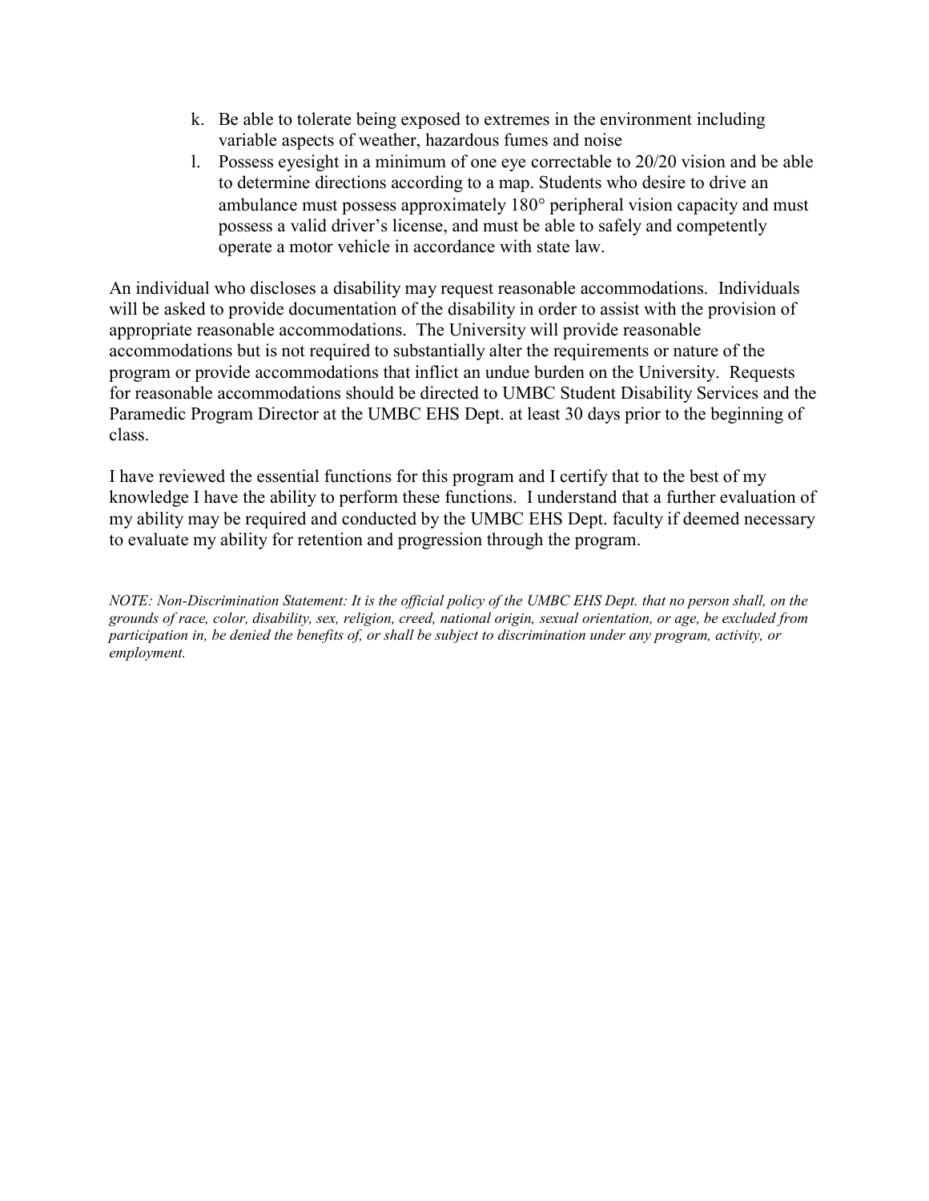k. Be able to tolerate being exposed to extremes in the environment including variable aspects of weather, hazardous fumes and noise
l. Possess eyesight in a minimum of one eye correctable to 20/20 vision and be able to determine directions according to a map. Students who desire to drive an ambulance must possess approximately 180° peripheral vision capacity and must possess a valid driver's license, and must be able to safely and competently operate a motor vehicle in accordance with state law.

An individual who discloses a disability may request reasonable accommodations. Individuals will be asked to provide documentation of the disability in order to assist with the provision of appropriate reasonable accommodations. The University will provide reasonable accommodations but is not required to substantially alter the requirements or nature of the program or provide accommodations that inflict an undue burden on the University. Requests for reasonable accommodations should be directed to UMBC Student Disability Services and the Paramedic Program Director at the UMBC EHS Dept. at least 30 days prior to the beginning of class.

I have reviewed the essential functions for this program and I certify that to the best of my knowledge I have the ability to perform these functions. I understand that a further evaluation of my ability may be required and conducted by the UMBC EHS Dept. faculty if deemed necessary to evaluate my ability for retention and progression through the program.

*NOTE: Non-Discrimination Statement: It is the official policy of the UMBC EHS Dept. that no person shall, on the grounds of race, color, disability, sex, religion, creed, national origin, sexual orientation, or age, be excluded from participation in, be denied the benefits of, or shall be subject to discrimination under any program, activity, or employment.*